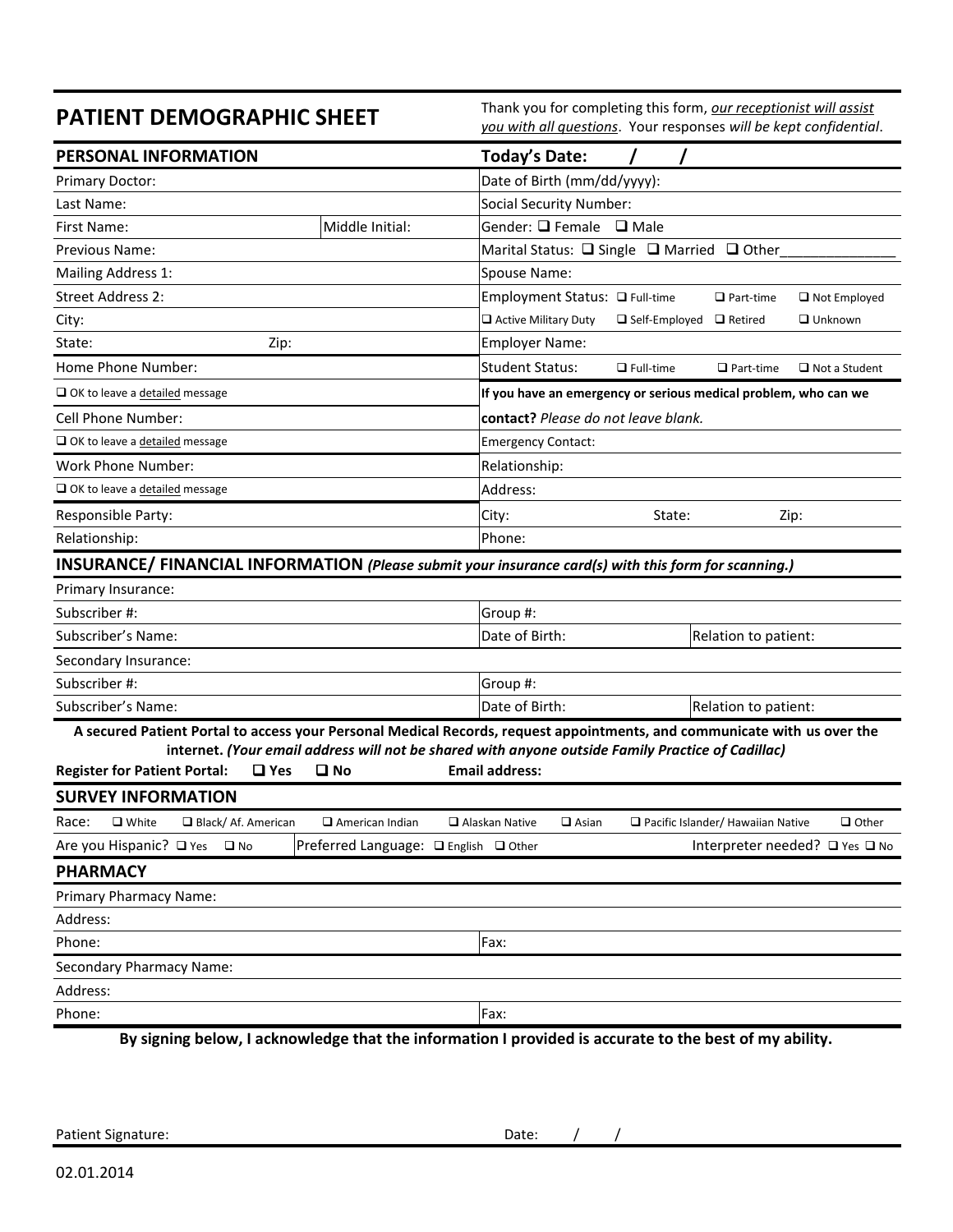# PATIENT DEMOGRAPHIC SHEET

Thank you for completing this form, *our receptionist will assist you with all questions*. Your responses *will be kept confidential*.

## PERSONAL INFORMATION

**Today's Date: / /**

| | |
|---|---|
| Primary Doctor: | Date of Birth (mm/dd/yyyy): |
| Last Name: | Social Security Number: |
| First Name: Middle Initial: | Gender: ❑ Female ❑ Male |
| Previous Name: | Marital Status: ❑ Single ❑ Married ❑ Other______________ |
| Mailing Address 1: | Spouse Name: |
| Street Address 2: | Employment Status: ❑ Full-time ❑ Part-time ❑ Not Employed |
| City: | ❑ Active Military Duty ❑ Self-Employed ❑ Retired ❑ Unknown |
| State: Zip: | Employer Name: |
| Home Phone Number: | Student Status: ❑ Full-time ❑ Part-time ❑ Not a Student |
| ❑ OK to leave a detailed message | **If you have an emergency or serious medical problem, who can we** |
| Cell Phone Number: | **contact?** *Please do not leave blank.* |
| ❑ OK to leave a detailed message | Emergency Contact: |
| Work Phone Number: | Relationship: |
| ❑ OK to leave a detailed message | Address: |
| Responsible Party: | City: State: Zip: |
| Relationship: | Phone: |

## INSURANCE/ FINANCIAL INFORMATION *(Please submit your insurance card(s) with this form for scanning.)*

| | | |
|---|---|---|
| Primary Insurance: | | |
| Subscriber #: | Group #: | |
| Subscriber's Name: | Date of Birth: | Relation to patient: |
| Secondary Insurance: | | |
| Subscriber #: | Group #: | |
| Subscriber's Name: | Date of Birth: | Relation to patient: |

**A secured Patient Portal to access your Personal Medical Records, request appointments, and communicate with us over the internet.** ***(Your email address will not be shared with anyone outside Family Practice of Cadillac)***

**Register for Patient Portal: ❑ Yes ❑ No** **Email address:**

## SURVEY INFORMATION

Race: ❑ White ❑ Black/ Af. American ❑ American Indian ❑ Alaskan Native ❑ Asian ❑ Pacific Islander/ Hawaiian Native ❑ Other

Are you Hispanic? ❑ Yes ❑ No | Preferred Language: ❑ English ❑ Other | Interpreter needed? ❑ Yes ❑ No

## PHARMACY

| | |
|---|---|
| Primary Pharmacy Name: | |
| Address: | |
| Phone: | Fax: |
| Secondary Pharmacy Name: | |
| Address: | |
| Phone: | Fax: |

**By signing below, I acknowledge that the information I provided is accurate to the best of my ability.**

Patient Signature: Date: / /

02.01.2014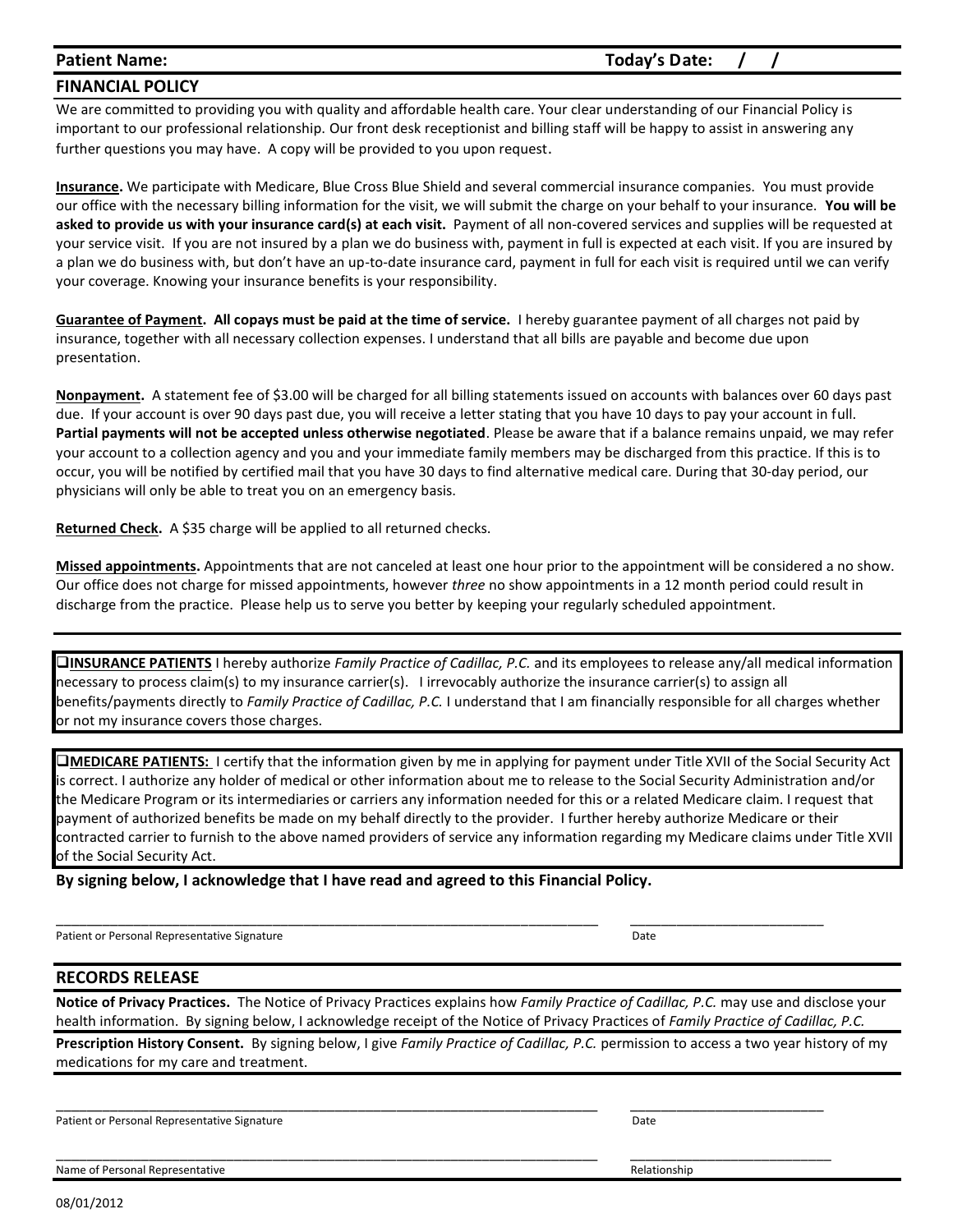**Patient Name:** **Today's Date: / /**

## FINANCIAL POLICY

We are committed to providing you with quality and affordable health care. Your clear understanding of our Financial Policy is important to our professional relationship. Our front desk receptionist and billing staff will be happy to assist in answering any further questions you may have. A copy will be provided to you upon request.

**Insurance.** We participate with Medicare, Blue Cross Blue Shield and several commercial insurance companies. You must provide our office with the necessary billing information for the visit, we will submit the charge on your behalf to your insurance. **You will be asked to provide us with your insurance card(s) at each visit.** Payment of all non-covered services and supplies will be requested at your service visit. If you are not insured by a plan we do business with, payment in full is expected at each visit. If you are insured by a plan we do business with, but don't have an up-to-date insurance card, payment in full for each visit is required until we can verify your coverage. Knowing your insurance benefits is your responsibility.

**Guarantee of Payment. All copays must be paid at the time of service.** I hereby guarantee payment of all charges not paid by insurance, together with all necessary collection expenses. I understand that all bills are payable and become due upon presentation.

**Nonpayment.** A statement fee of $3.00 will be charged for all billing statements issued on accounts with balances over 60 days past due. If your account is over 90 days past due, you will receive a letter stating that you have 10 days to pay your account in full. **Partial payments will not be accepted unless otherwise negotiated**. Please be aware that if a balance remains unpaid, we may refer your account to a collection agency and you and your immediate family members may be discharged from this practice. If this is to occur, you will be notified by certified mail that you have 30 days to find alternative medical care. During that 30-day period, our physicians will only be able to treat you on an emergency basis.

**Returned Check.** A $35 charge will be applied to all returned checks.

**Missed appointments.** Appointments that are not canceled at least one hour prior to the appointment will be considered a no show. Our office does not charge for missed appointments, however *three* no show appointments in a 12 month period could result in discharge from the practice. Please help us to serve you better by keeping your regularly scheduled appointment.

☐ **INSURANCE PATIENTS** I hereby authorize *Family Practice of Cadillac, P.C.* and its employees to release any/all medical information necessary to process claim(s) to my insurance carrier(s). I irrevocably authorize the insurance carrier(s) to assign all benefits/payments directly to *Family Practice of Cadillac, P.C.* I understand that I am financially responsible for all charges whether or not my insurance covers those charges.

☐ **MEDICARE PATIENTS:** I certify that the information given by me in applying for payment under Title XVII of the Social Security Act is correct. I authorize any holder of medical or other information about me to release to the Social Security Administration and/or the Medicare Program or its intermediaries or carriers any information needed for this or a related Medicare claim. I request that payment of authorized benefits be made on my behalf directly to the provider. I further hereby authorize Medicare or their contracted carrier to furnish to the above named providers of service any information regarding my Medicare claims under Title XVII of the Social Security Act.

**By signing below, I acknowledge that I have read and agreed to this Financial Policy.**

\_\_\_\_\_\_\_\_\_\_\_\_\_\_\_\_\_\_\_\_\_\_\_\_\_\_\_\_\_\_\_\_\_\_\_\_\_\_\_\_ \_\_\_\_\_\_\_\_\_\_\_\_\_\_\_\_\_\_\_\_
Patient or Personal Representative Signature Date

## RECORDS RELEASE

**Notice of Privacy Practices.** The Notice of Privacy Practices explains how *Family Practice of Cadillac, P.C.* may use and disclose your health information. By signing below, I acknowledge receipt of the Notice of Privacy Practices of *Family Practice of Cadillac, P.C.*

**Prescription History Consent.** By signing below, I give *Family Practice of Cadillac, P.C.* permission to access a two year history of my medications for my care and treatment.

\_\_\_\_\_\_\_\_\_\_\_\_\_\_\_\_\_\_\_\_\_\_\_\_\_\_\_\_\_\_\_\_\_\_\_\_\_\_\_\_ \_\_\_\_\_\_\_\_\_\_\_\_\_\_\_\_\_\_\_\_
Patient or Personal Representative Signature Date

\_\_\_\_\_\_\_\_\_\_\_\_\_\_\_\_\_\_\_\_\_\_\_\_\_\_\_\_\_\_\_\_\_\_\_\_\_\_\_\_ \_\_\_\_\_\_\_\_\_\_\_\_\_\_\_\_\_\_\_\_
Name of Personal Representative Relationship

08/01/2012